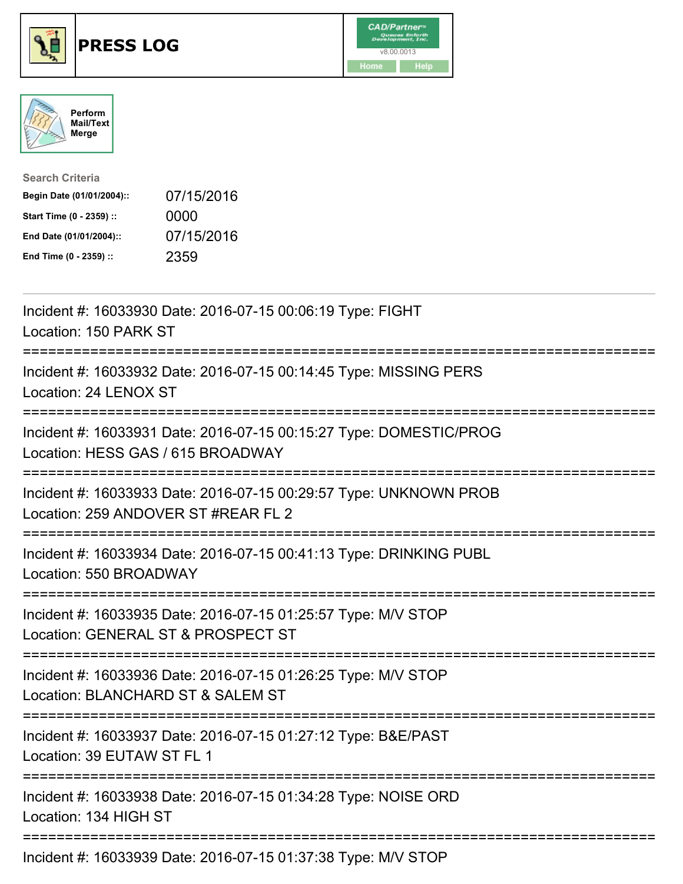# PRESS LOG

CAD/Partner
v8.00.0013
Home Help

Perform Mail/Text Merge

**Search Criteria**

| | |
|---|---|
| **Begin Date (01/01/2004)::** | 07/15/2016 |
| **Start Time (0 - 2359) ::** | 0000 |
| **End Date (01/01/2004)::** | 07/15/2016 |
| **End Time (0 - 2359) ::** | 2359 |

---

Incident #: 16033930 Date: 2016-07-15 00:06:19 Type: FIGHT
Location: 150 PARK ST

===========================================================================

Incident #: 16033932 Date: 2016-07-15 00:14:45 Type: MISSING PERS
Location: 24 LENOX ST

===========================================================================

Incident #: 16033931 Date: 2016-07-15 00:15:27 Type: DOMESTIC/PROG
Location: HESS GAS / 615 BROADWAY

===========================================================================

Incident #: 16033933 Date: 2016-07-15 00:29:57 Type: UNKNOWN PROB
Location: 259 ANDOVER ST #REAR FL 2

===========================================================================

Incident #: 16033934 Date: 2016-07-15 00:41:13 Type: DRINKING PUBL
Location: 550 BROADWAY

===========================================================================

Incident #: 16033935 Date: 2016-07-15 01:25:57 Type: M/V STOP
Location: GENERAL ST & PROSPECT ST

===========================================================================

Incident #: 16033936 Date: 2016-07-15 01:26:25 Type: M/V STOP
Location: BLANCHARD ST & SALEM ST

===========================================================================

Incident #: 16033937 Date: 2016-07-15 01:27:12 Type: B&E/PAST
Location: 39 EUTAW ST FL 1

===========================================================================

Incident #: 16033938 Date: 2016-07-15 01:34:28 Type: NOISE ORD
Location: 134 HIGH ST

===========================================================================

Incident #: 16033939 Date: 2016-07-15 01:37:38 Type: M/V STOP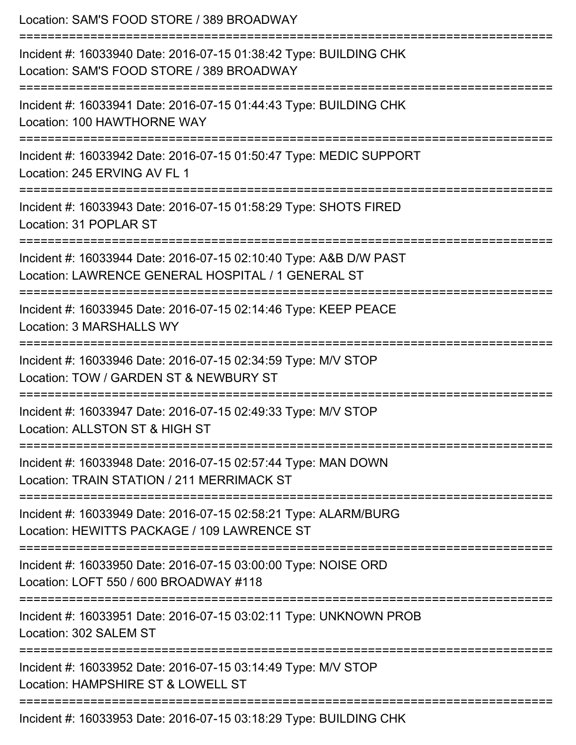Location: SAM'S FOOD STORE / 389 BROADWAY

===========================================================================

Incident #: 16033940 Date: 2016-07-15 01:38:42 Type: BUILDING CHK
Location: SAM'S FOOD STORE / 389 BROADWAY

===========================================================================

Incident #: 16033941 Date: 2016-07-15 01:44:43 Type: BUILDING CHK
Location: 100 HAWTHORNE WAY

===========================================================================

Incident #: 16033942 Date: 2016-07-15 01:50:47 Type: MEDIC SUPPORT
Location: 245 ERVING AV FL 1

===========================================================================

Incident #: 16033943 Date: 2016-07-15 01:58:29 Type: SHOTS FIRED
Location: 31 POPLAR ST

===========================================================================

Incident #: 16033944 Date: 2016-07-15 02:10:40 Type: A&B D/W PAST
Location: LAWRENCE GENERAL HOSPITAL / 1 GENERAL ST

===========================================================================

Incident #: 16033945 Date: 2016-07-15 02:14:46 Type: KEEP PEACE
Location: 3 MARSHALLS WY

===========================================================================

Incident #: 16033946 Date: 2016-07-15 02:34:59 Type: M/V STOP
Location: TOW / GARDEN ST & NEWBURY ST

===========================================================================

Incident #: 16033947 Date: 2016-07-15 02:49:33 Type: M/V STOP
Location: ALLSTON ST & HIGH ST

===========================================================================

Incident #: 16033948 Date: 2016-07-15 02:57:44 Type: MAN DOWN
Location: TRAIN STATION / 211 MERRIMACK ST

===========================================================================

Incident #: 16033949 Date: 2016-07-15 02:58:21 Type: ALARM/BURG
Location: HEWITTS PACKAGE / 109 LAWRENCE ST

===========================================================================

Incident #: 16033950 Date: 2016-07-15 03:00:00 Type: NOISE ORD
Location: LOFT 550 / 600 BROADWAY #118

===========================================================================

Incident #: 16033951 Date: 2016-07-15 03:02:11 Type: UNKNOWN PROB
Location: 302 SALEM ST

===========================================================================

Incident #: 16033952 Date: 2016-07-15 03:14:49 Type: M/V STOP
Location: HAMPSHIRE ST & LOWELL ST

===========================================================================

Incident #: 16033953 Date: 2016-07-15 03:18:29 Type: BUILDING CHK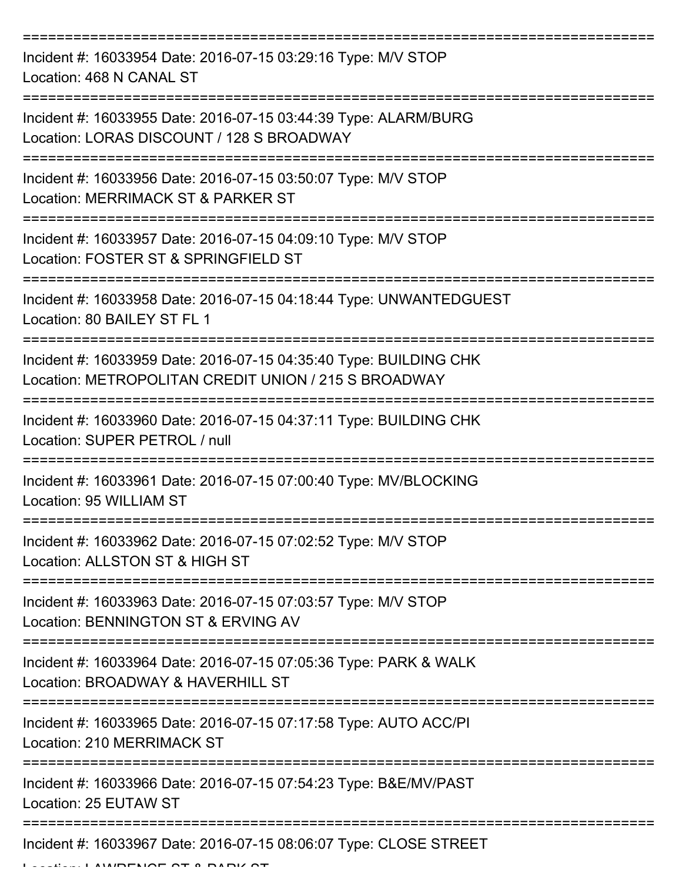===========================================================================

Incident #: 16033954 Date: 2016-07-15 03:29:16 Type: M/V STOP
Location: 468 N CANAL ST

===========================================================================

Incident #: 16033955 Date: 2016-07-15 03:44:39 Type: ALARM/BURG
Location: LORAS DISCOUNT / 128 S BROADWAY

===========================================================================

Incident #: 16033956 Date: 2016-07-15 03:50:07 Type: M/V STOP
Location: MERRIMACK ST & PARKER ST

===========================================================================

Incident #: 16033957 Date: 2016-07-15 04:09:10 Type: M/V STOP
Location: FOSTER ST & SPRINGFIELD ST

===========================================================================

Incident #: 16033958 Date: 2016-07-15 04:18:44 Type: UNWANTEDGUEST
Location: 80 BAILEY ST FL 1

===========================================================================

Incident #: 16033959 Date: 2016-07-15 04:35:40 Type: BUILDING CHK
Location: METROPOLITAN CREDIT UNION / 215 S BROADWAY

===========================================================================

Incident #: 16033960 Date: 2016-07-15 04:37:11 Type: BUILDING CHK
Location: SUPER PETROL / null

===========================================================================

Incident #: 16033961 Date: 2016-07-15 07:00:40 Type: MV/BLOCKING
Location: 95 WILLIAM ST

===========================================================================

Incident #: 16033962 Date: 2016-07-15 07:02:52 Type: M/V STOP
Location: ALLSTON ST & HIGH ST

===========================================================================

Incident #: 16033963 Date: 2016-07-15 07:03:57 Type: M/V STOP
Location: BENNINGTON ST & ERVING AV

===========================================================================

Incident #: 16033964 Date: 2016-07-15 07:05:36 Type: PARK & WALK
Location: BROADWAY & HAVERHILL ST

===========================================================================

Incident #: 16033965 Date: 2016-07-15 07:17:58 Type: AUTO ACC/PI
Location: 210 MERRIMACK ST

===========================================================================

Incident #: 16033966 Date: 2016-07-15 07:54:23 Type: B&E/MV/PAST
Location: 25 EUTAW ST

===========================================================================

Incident #: 16033967 Date: 2016-07-15 08:06:07 Type: CLOSE STREET
Location: LAWRENCE ST & PARK ST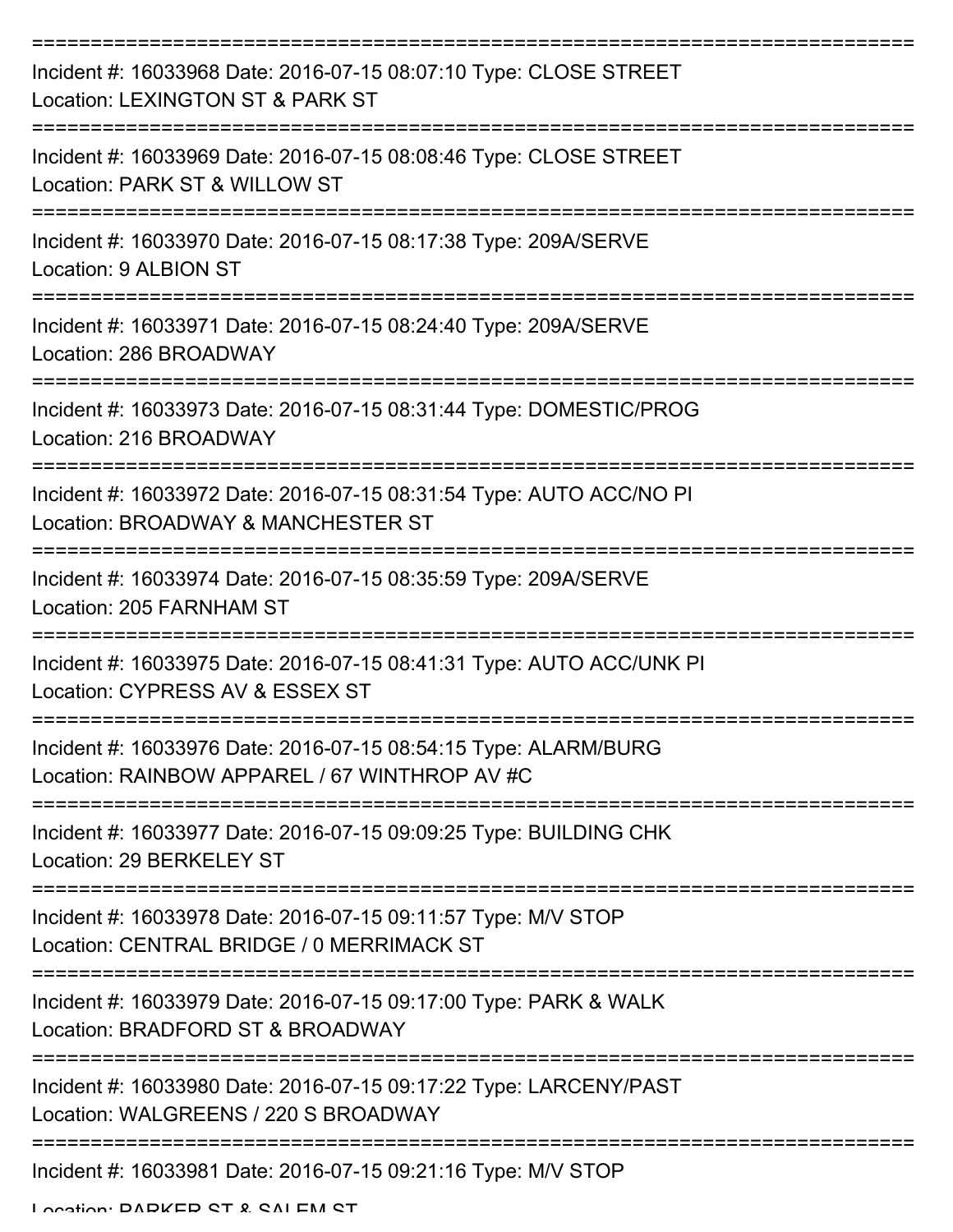===========================================================================

Incident #: 16033968 Date: 2016-07-15 08:07:10 Type: CLOSE STREET
Location: LEXINGTON ST & PARK ST

===========================================================================

Incident #: 16033969 Date: 2016-07-15 08:08:46 Type: CLOSE STREET
Location: PARK ST & WILLOW ST

===========================================================================

Incident #: 16033970 Date: 2016-07-15 08:17:38 Type: 209A/SERVE
Location: 9 ALBION ST

===========================================================================

Incident #: 16033971 Date: 2016-07-15 08:24:40 Type: 209A/SERVE
Location: 286 BROADWAY

===========================================================================

Incident #: 16033973 Date: 2016-07-15 08:31:44 Type: DOMESTIC/PROG
Location: 216 BROADWAY

===========================================================================

Incident #: 16033972 Date: 2016-07-15 08:31:54 Type: AUTO ACC/NO PI
Location: BROADWAY & MANCHESTER ST

===========================================================================

Incident #: 16033974 Date: 2016-07-15 08:35:59 Type: 209A/SERVE
Location: 205 FARNHAM ST

===========================================================================

Incident #: 16033975 Date: 2016-07-15 08:41:31 Type: AUTO ACC/UNK PI
Location: CYPRESS AV & ESSEX ST

===========================================================================

Incident #: 16033976 Date: 2016-07-15 08:54:15 Type: ALARM/BURG
Location: RAINBOW APPAREL / 67 WINTHROP AV #C

===========================================================================

Incident #: 16033977 Date: 2016-07-15 09:09:25 Type: BUILDING CHK
Location: 29 BERKELEY ST

===========================================================================

Incident #: 16033978 Date: 2016-07-15 09:11:57 Type: M/V STOP
Location: CENTRAL BRIDGE / 0 MERRIMACK ST

===========================================================================

Incident #: 16033979 Date: 2016-07-15 09:17:00 Type: PARK & WALK
Location: BRADFORD ST & BROADWAY

===========================================================================

Incident #: 16033980 Date: 2016-07-15 09:17:22 Type: LARCENY/PAST
Location: WALGREENS / 220 S BROADWAY

===========================================================================

Incident #: 16033981 Date: 2016-07-15 09:21:16 Type: M/V STOP
Location: PARKER ST & SALEM ST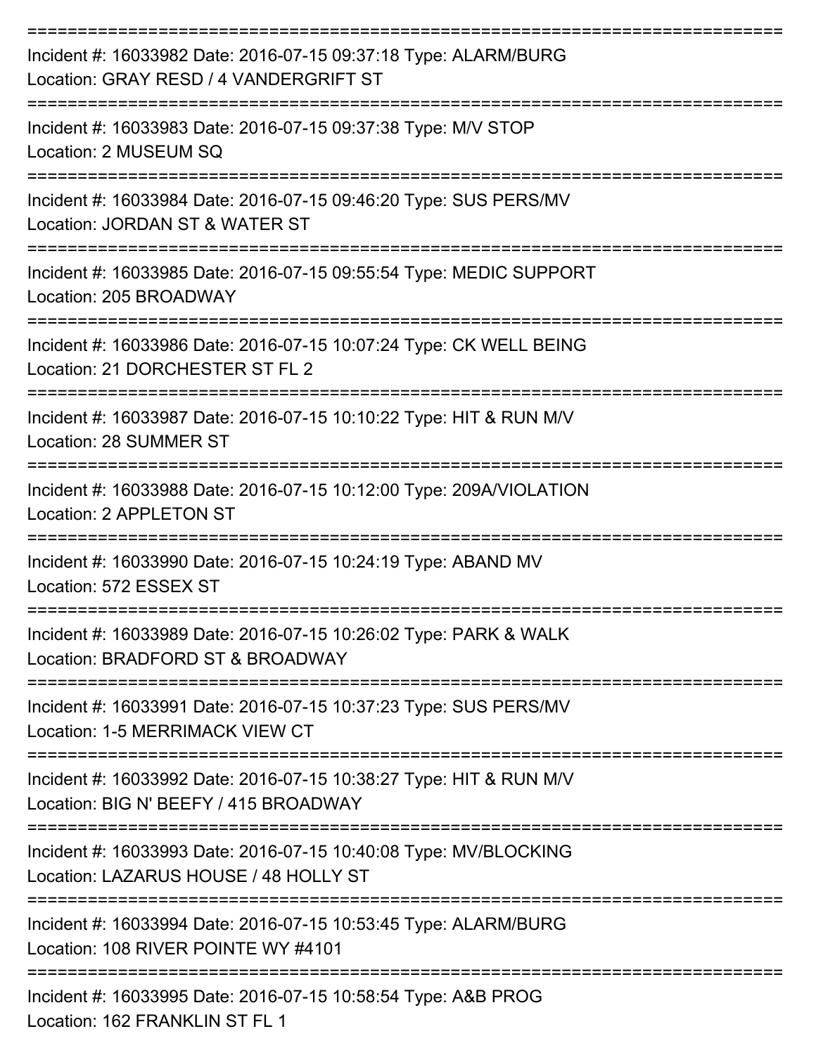===========================================================================

Incident #: 16033982 Date: 2016-07-15 09:37:18 Type: ALARM/BURG
Location: GRAY RESD / 4 VANDERGRIFT ST

===========================================================================

Incident #: 16033983 Date: 2016-07-15 09:37:38 Type: M/V STOP
Location: 2 MUSEUM SQ

===========================================================================

Incident #: 16033984 Date: 2016-07-15 09:46:20 Type: SUS PERS/MV
Location: JORDAN ST & WATER ST

===========================================================================

Incident #: 16033985 Date: 2016-07-15 09:55:54 Type: MEDIC SUPPORT
Location: 205 BROADWAY

===========================================================================

Incident #: 16033986 Date: 2016-07-15 10:07:24 Type: CK WELL BEING
Location: 21 DORCHESTER ST FL 2

===========================================================================

Incident #: 16033987 Date: 2016-07-15 10:10:22 Type: HIT & RUN M/V
Location: 28 SUMMER ST

===========================================================================

Incident #: 16033988 Date: 2016-07-15 10:12:00 Type: 209A/VIOLATION
Location: 2 APPLETON ST

===========================================================================

Incident #: 16033990 Date: 2016-07-15 10:24:19 Type: ABAND MV
Location: 572 ESSEX ST

===========================================================================

Incident #: 16033989 Date: 2016-07-15 10:26:02 Type: PARK & WALK
Location: BRADFORD ST & BROADWAY

===========================================================================

Incident #: 16033991 Date: 2016-07-15 10:37:23 Type: SUS PERS/MV
Location: 1-5 MERRIMACK VIEW CT

===========================================================================

Incident #: 16033992 Date: 2016-07-15 10:38:27 Type: HIT & RUN M/V
Location: BIG N' BEEFY / 415 BROADWAY

===========================================================================

Incident #: 16033993 Date: 2016-07-15 10:40:08 Type: MV/BLOCKING
Location: LAZARUS HOUSE / 48 HOLLY ST

===========================================================================

Incident #: 16033994 Date: 2016-07-15 10:53:45 Type: ALARM/BURG
Location: 108 RIVER POINTE WY #4101

===========================================================================

Incident #: 16033995 Date: 2016-07-15 10:58:54 Type: A&B PROG
Location: 162 FRANKLIN ST FL 1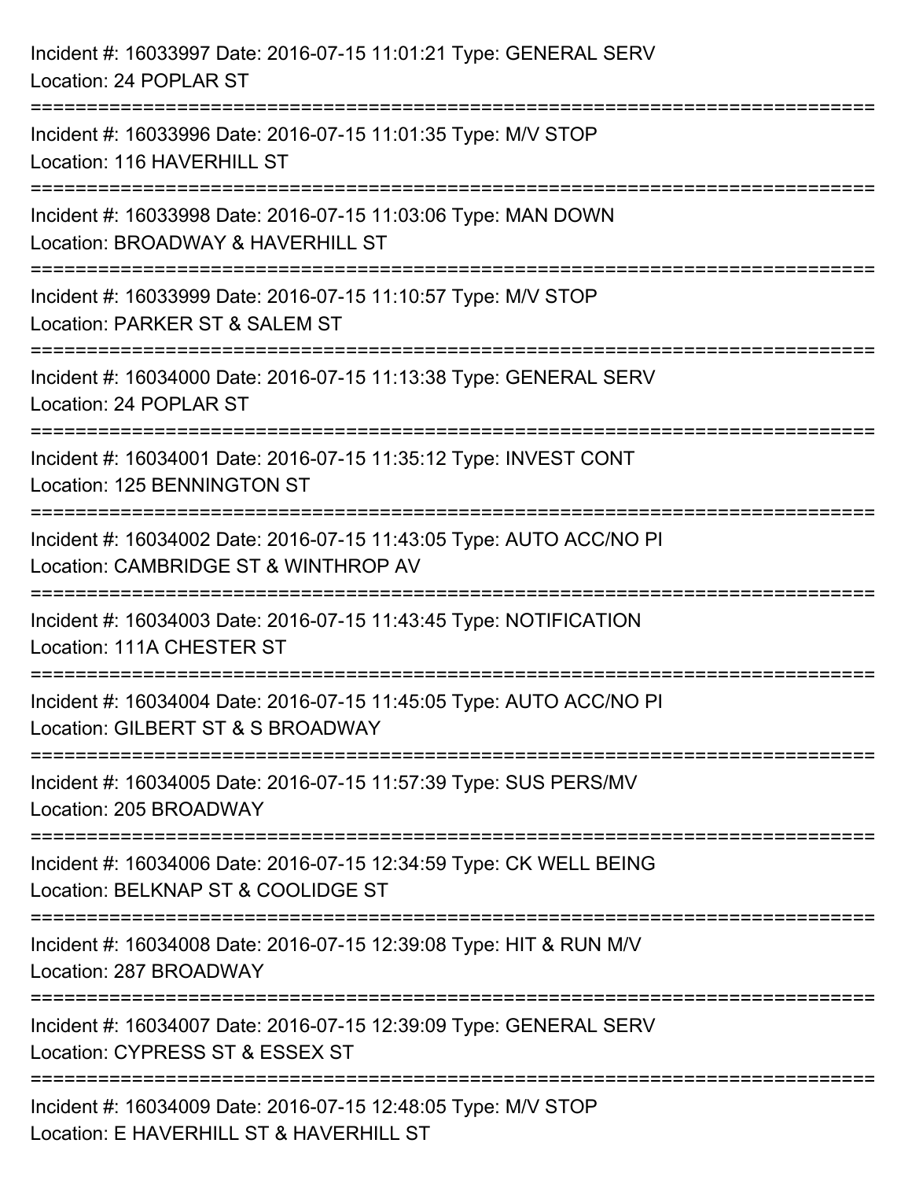Incident #: 16033997 Date: 2016-07-15 11:01:21 Type: GENERAL SERV
Location: 24 POPLAR ST

===========================================================================

Incident #: 16033996 Date: 2016-07-15 11:01:35 Type: M/V STOP
Location: 116 HAVERHILL ST

===========================================================================

Incident #: 16033998 Date: 2016-07-15 11:03:06 Type: MAN DOWN
Location: BROADWAY & HAVERHILL ST

===========================================================================

Incident #: 16033999 Date: 2016-07-15 11:10:57 Type: M/V STOP
Location: PARKER ST & SALEM ST

===========================================================================

Incident #: 16034000 Date: 2016-07-15 11:13:38 Type: GENERAL SERV
Location: 24 POPLAR ST

===========================================================================

Incident #: 16034001 Date: 2016-07-15 11:35:12 Type: INVEST CONT
Location: 125 BENNINGTON ST

===========================================================================

Incident #: 16034002 Date: 2016-07-15 11:43:05 Type: AUTO ACC/NO PI
Location: CAMBRIDGE ST & WINTHROP AV

===========================================================================

Incident #: 16034003 Date: 2016-07-15 11:43:45 Type: NOTIFICATION
Location: 111A CHESTER ST

===========================================================================

Incident #: 16034004 Date: 2016-07-15 11:45:05 Type: AUTO ACC/NO PI
Location: GILBERT ST & S BROADWAY

===========================================================================

Incident #: 16034005 Date: 2016-07-15 11:57:39 Type: SUS PERS/MV
Location: 205 BROADWAY

===========================================================================

Incident #: 16034006 Date: 2016-07-15 12:34:59 Type: CK WELL BEING
Location: BELKNAP ST & COOLIDGE ST

===========================================================================

Incident #: 16034008 Date: 2016-07-15 12:39:08 Type: HIT & RUN M/V
Location: 287 BROADWAY

===========================================================================

Incident #: 16034007 Date: 2016-07-15 12:39:09 Type: GENERAL SERV
Location: CYPRESS ST & ESSEX ST

===========================================================================

Incident #: 16034009 Date: 2016-07-15 12:48:05 Type: M/V STOP
Location: E HAVERHILL ST & HAVERHILL ST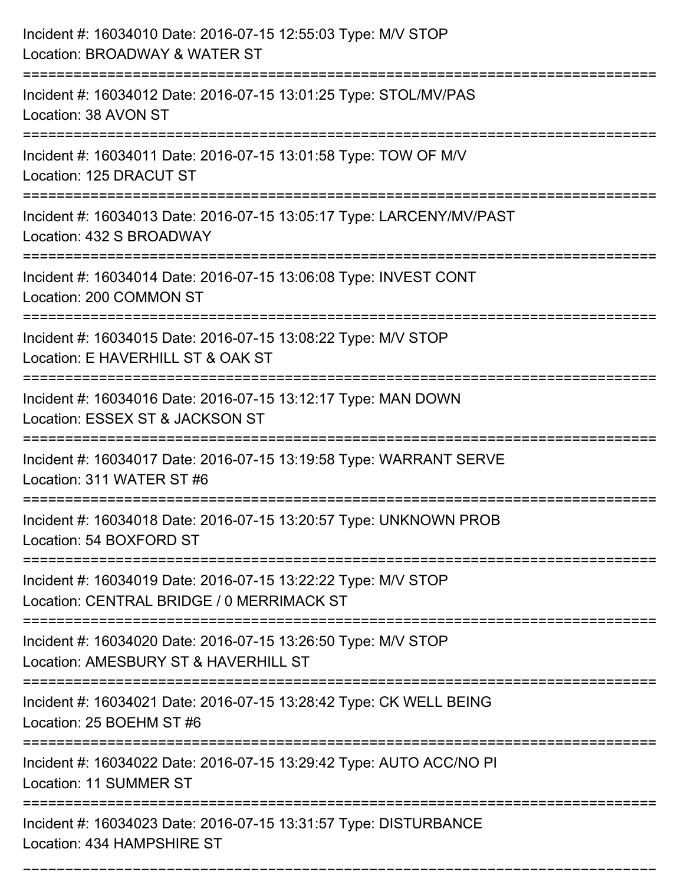Incident #: 16034010 Date: 2016-07-15 12:55:03 Type: M/V STOP
Location: BROADWAY & WATER ST

===========================================================================

Incident #: 16034012 Date: 2016-07-15 13:01:25 Type: STOL/MV/PAS
Location: 38 AVON ST

===========================================================================

Incident #: 16034011 Date: 2016-07-15 13:01:58 Type: TOW OF M/V
Location: 125 DRACUT ST

===========================================================================

Incident #: 16034013 Date: 2016-07-15 13:05:17 Type: LARCENY/MV/PAST
Location: 432 S BROADWAY

===========================================================================

Incident #: 16034014 Date: 2016-07-15 13:06:08 Type: INVEST CONT
Location: 200 COMMON ST

===========================================================================

Incident #: 16034015 Date: 2016-07-15 13:08:22 Type: M/V STOP
Location: E HAVERHILL ST & OAK ST

===========================================================================

Incident #: 16034016 Date: 2016-07-15 13:12:17 Type: MAN DOWN
Location: ESSEX ST & JACKSON ST

===========================================================================

Incident #: 16034017 Date: 2016-07-15 13:19:58 Type: WARRANT SERVE
Location: 311 WATER ST #6

===========================================================================

Incident #: 16034018 Date: 2016-07-15 13:20:57 Type: UNKNOWN PROB
Location: 54 BOXFORD ST

===========================================================================

Incident #: 16034019 Date: 2016-07-15 13:22:22 Type: M/V STOP
Location: CENTRAL BRIDGE / 0 MERRIMACK ST

===========================================================================

Incident #: 16034020 Date: 2016-07-15 13:26:50 Type: M/V STOP
Location: AMESBURY ST & HAVERHILL ST

===========================================================================

Incident #: 16034021 Date: 2016-07-15 13:28:42 Type: CK WELL BEING
Location: 25 BOEHM ST #6

===========================================================================

Incident #: 16034022 Date: 2016-07-15 13:29:42 Type: AUTO ACC/NO PI
Location: 11 SUMMER ST

===========================================================================

Incident #: 16034023 Date: 2016-07-15 13:31:57 Type: DISTURBANCE
Location: 434 HAMPSHIRE ST

===========================================================================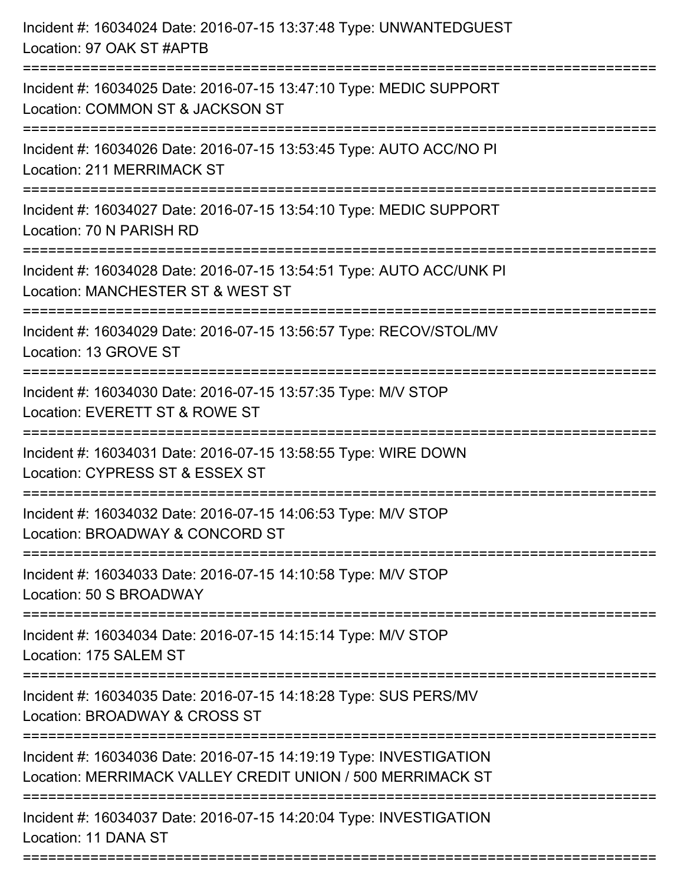Incident #: 16034024 Date: 2016-07-15 13:37:48 Type: UNWANTEDGUEST
Location: 97 OAK ST #APTB

===========================================================================

Incident #: 16034025 Date: 2016-07-15 13:47:10 Type: MEDIC SUPPORT
Location: COMMON ST & JACKSON ST

===========================================================================

Incident #: 16034026 Date: 2016-07-15 13:53:45 Type: AUTO ACC/NO PI
Location: 211 MERRIMACK ST

===========================================================================

Incident #: 16034027 Date: 2016-07-15 13:54:10 Type: MEDIC SUPPORT
Location: 70 N PARISH RD

===========================================================================

Incident #: 16034028 Date: 2016-07-15 13:54:51 Type: AUTO ACC/UNK PI
Location: MANCHESTER ST & WEST ST

===========================================================================

Incident #: 16034029 Date: 2016-07-15 13:56:57 Type: RECOV/STOL/MV
Location: 13 GROVE ST

===========================================================================

Incident #: 16034030 Date: 2016-07-15 13:57:35 Type: M/V STOP
Location: EVERETT ST & ROWE ST

===========================================================================

Incident #: 16034031 Date: 2016-07-15 13:58:55 Type: WIRE DOWN
Location: CYPRESS ST & ESSEX ST

===========================================================================

Incident #: 16034032 Date: 2016-07-15 14:06:53 Type: M/V STOP
Location: BROADWAY & CONCORD ST

===========================================================================

Incident #: 16034033 Date: 2016-07-15 14:10:58 Type: M/V STOP
Location: 50 S BROADWAY

===========================================================================

Incident #: 16034034 Date: 2016-07-15 14:15:14 Type: M/V STOP
Location: 175 SALEM ST

===========================================================================

Incident #: 16034035 Date: 2016-07-15 14:18:28 Type: SUS PERS/MV
Location: BROADWAY & CROSS ST

===========================================================================

Incident #: 16034036 Date: 2016-07-15 14:19:19 Type: INVESTIGATION
Location: MERRIMACK VALLEY CREDIT UNION / 500 MERRIMACK ST

===========================================================================

Incident #: 16034037 Date: 2016-07-15 14:20:04 Type: INVESTIGATION
Location: 11 DANA ST

===========================================================================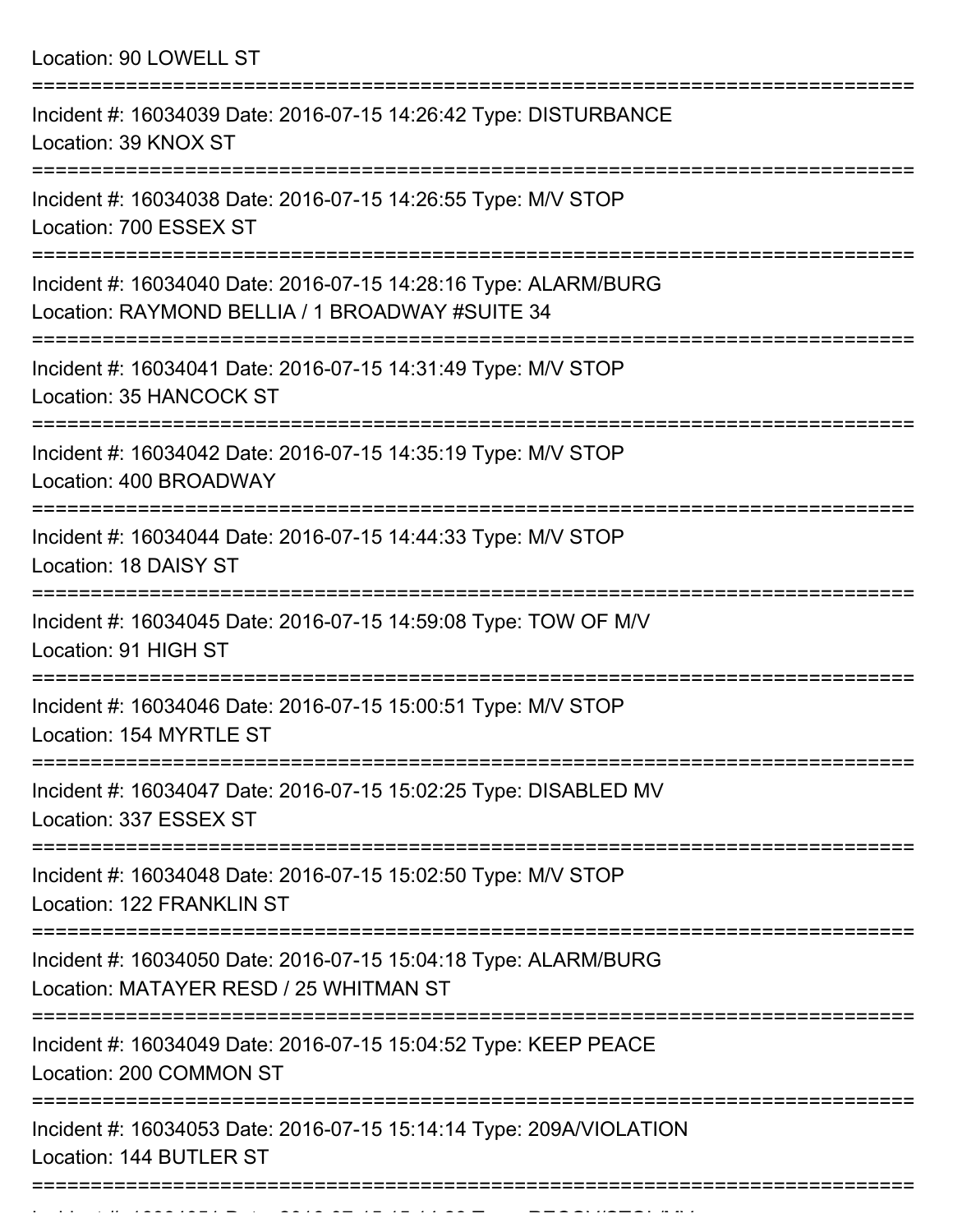Location: 90 LOWELL ST

===========================================================================

Incident #: 16034039 Date: 2016-07-15 14:26:42 Type: DISTURBANCE
Location: 39 KNOX ST

===========================================================================

Incident #: 16034038 Date: 2016-07-15 14:26:55 Type: M/V STOP
Location: 700 ESSEX ST

===========================================================================

Incident #: 16034040 Date: 2016-07-15 14:28:16 Type: ALARM/BURG
Location: RAYMOND BELLIA / 1 BROADWAY #SUITE 34

===========================================================================

Incident #: 16034041 Date: 2016-07-15 14:31:49 Type: M/V STOP
Location: 35 HANCOCK ST

===========================================================================

Incident #: 16034042 Date: 2016-07-15 14:35:19 Type: M/V STOP
Location: 400 BROADWAY

===========================================================================

Incident #: 16034044 Date: 2016-07-15 14:44:33 Type: M/V STOP
Location: 18 DAISY ST

===========================================================================

Incident #: 16034045 Date: 2016-07-15 14:59:08 Type: TOW OF M/V
Location: 91 HIGH ST

===========================================================================

Incident #: 16034046 Date: 2016-07-15 15:00:51 Type: M/V STOP
Location: 154 MYRTLE ST

===========================================================================

Incident #: 16034047 Date: 2016-07-15 15:02:25 Type: DISABLED MV
Location: 337 ESSEX ST

===========================================================================

Incident #: 16034048 Date: 2016-07-15 15:02:50 Type: M/V STOP
Location: 122 FRANKLIN ST

===========================================================================

Incident #: 16034050 Date: 2016-07-15 15:04:18 Type: ALARM/BURG
Location: MATAYER RESD / 25 WHITMAN ST

===========================================================================

Incident #: 16034049 Date: 2016-07-15 15:04:52 Type: KEEP PEACE
Location: 200 COMMON ST

===========================================================================

Incident #: 16034053 Date: 2016-07-15 15:14:14 Type: 209A/VIOLATION
Location: 144 BUTLER ST

===========================================================================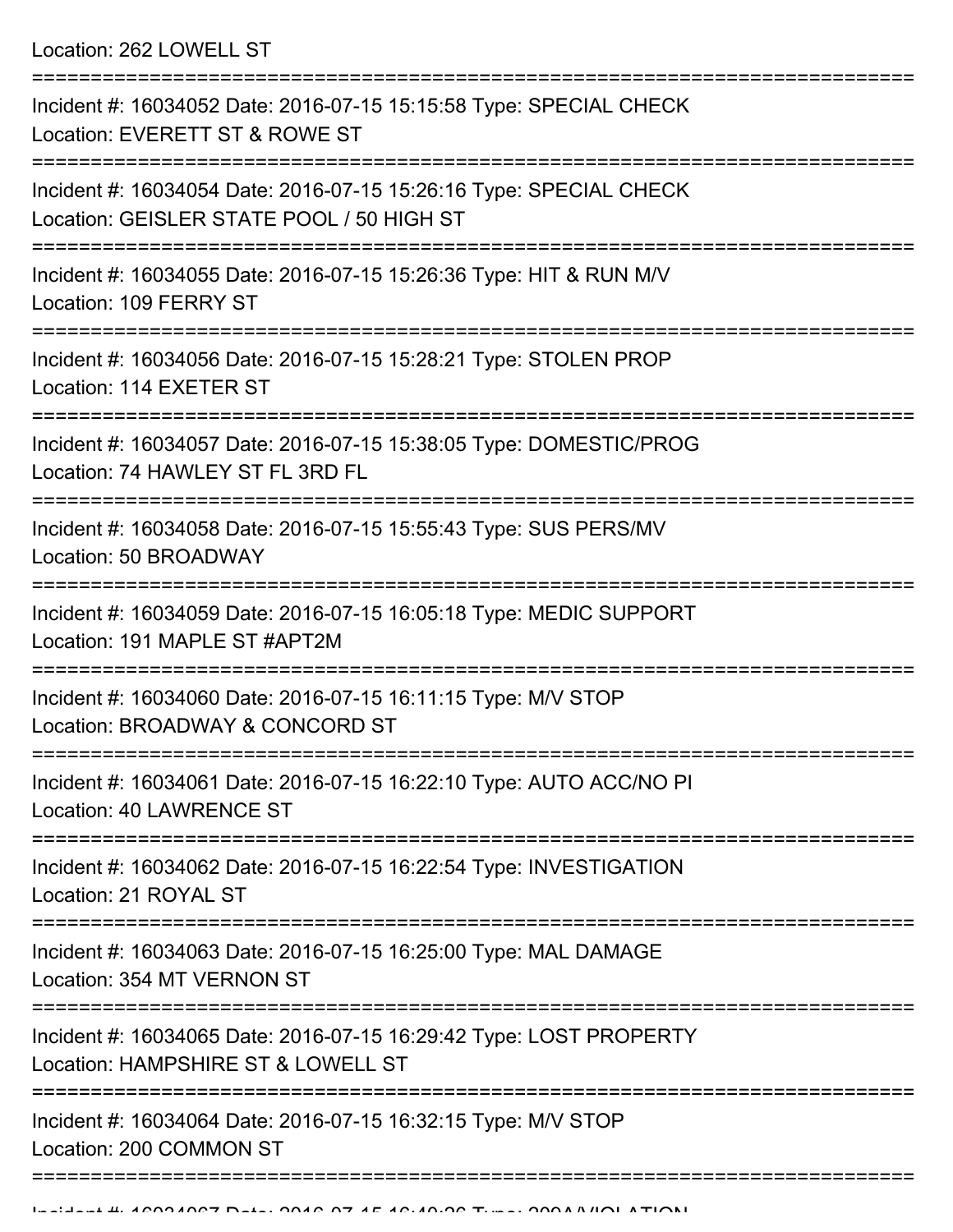Location: 262 LOWELL ST

===========================================================================

Incident #: 16034052 Date: 2016-07-15 15:15:58 Type: SPECIAL CHECK
Location: EVERETT ST & ROWE ST

===========================================================================

Incident #: 16034054 Date: 2016-07-15 15:26:16 Type: SPECIAL CHECK
Location: GEISLER STATE POOL / 50 HIGH ST

===========================================================================

Incident #: 16034055 Date: 2016-07-15 15:26:36 Type: HIT & RUN M/V
Location: 109 FERRY ST

===========================================================================

Incident #: 16034056 Date: 2016-07-15 15:28:21 Type: STOLEN PROP
Location: 114 EXETER ST

===========================================================================

Incident #: 16034057 Date: 2016-07-15 15:38:05 Type: DOMESTIC/PROG
Location: 74 HAWLEY ST FL 3RD FL

===========================================================================

Incident #: 16034058 Date: 2016-07-15 15:55:43 Type: SUS PERS/MV
Location: 50 BROADWAY

===========================================================================

Incident #: 16034059 Date: 2016-07-15 16:05:18 Type: MEDIC SUPPORT
Location: 191 MAPLE ST #APT2M

===========================================================================

Incident #: 16034060 Date: 2016-07-15 16:11:15 Type: M/V STOP
Location: BROADWAY & CONCORD ST

===========================================================================

Incident #: 16034061 Date: 2016-07-15 16:22:10 Type: AUTO ACC/NO PI
Location: 40 LAWRENCE ST

===========================================================================

Incident #: 16034062 Date: 2016-07-15 16:22:54 Type: INVESTIGATION
Location: 21 ROYAL ST

===========================================================================

Incident #: 16034063 Date: 2016-07-15 16:25:00 Type: MAL DAMAGE
Location: 354 MT VERNON ST

===========================================================================

Incident #: 16034065 Date: 2016-07-15 16:29:42 Type: LOST PROPERTY
Location: HAMPSHIRE ST & LOWELL ST

===========================================================================

Incident #: 16034064 Date: 2016-07-15 16:32:15 Type: M/V STOP
Location: 200 COMMON ST

===========================================================================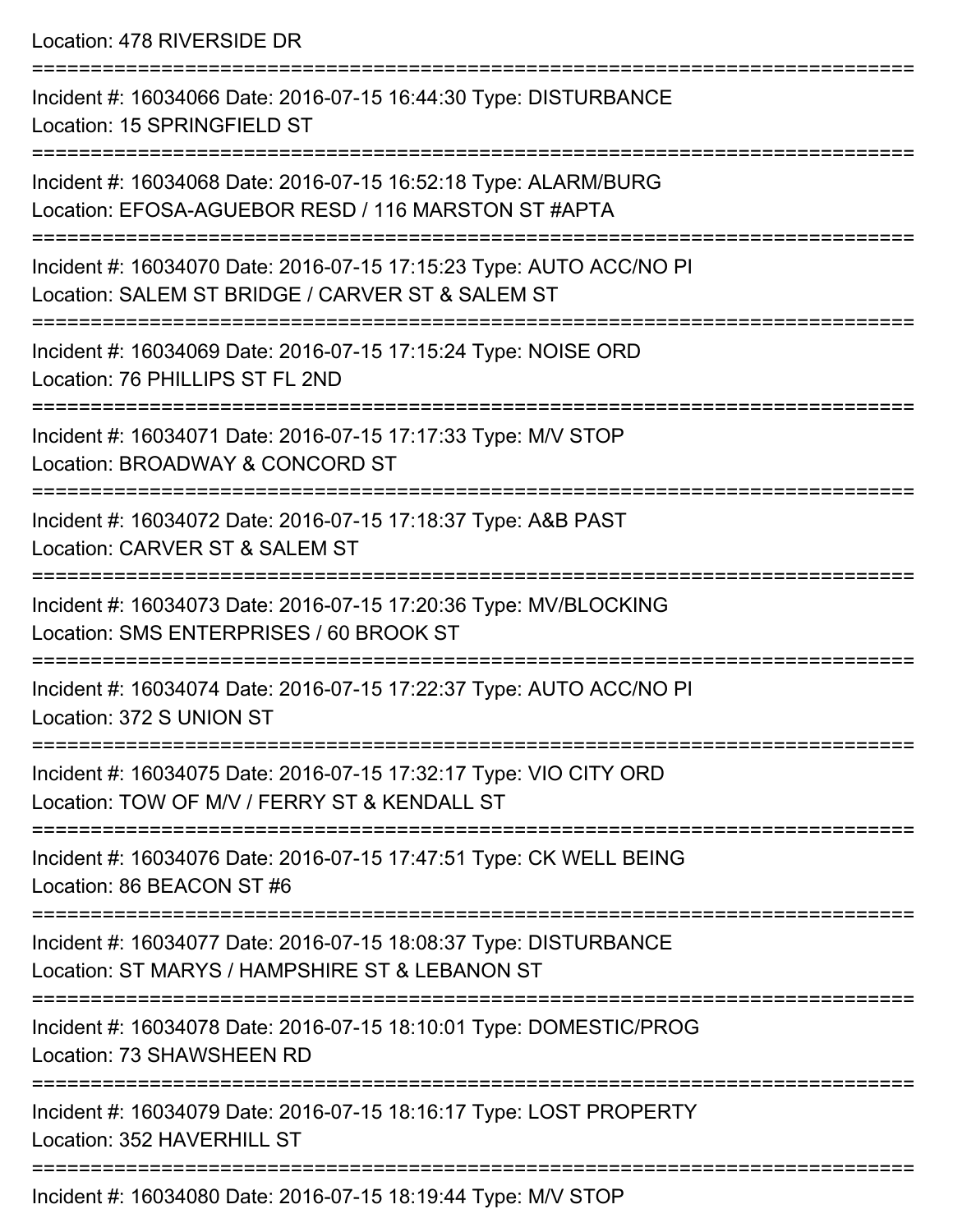Location: 478 RIVERSIDE DR

===========================================================================

Incident #: 16034066 Date: 2016-07-15 16:44:30 Type: DISTURBANCE
Location: 15 SPRINGFIELD ST

===========================================================================

Incident #: 16034068 Date: 2016-07-15 16:52:18 Type: ALARM/BURG
Location: EFOSA-AGUEBOR RESD / 116 MARSTON ST #APTA

===========================================================================

Incident #: 16034070 Date: 2016-07-15 17:15:23 Type: AUTO ACC/NO PI
Location: SALEM ST BRIDGE / CARVER ST & SALEM ST

===========================================================================

Incident #: 16034069 Date: 2016-07-15 17:15:24 Type: NOISE ORD
Location: 76 PHILLIPS ST FL 2ND

===========================================================================

Incident #: 16034071 Date: 2016-07-15 17:17:33 Type: M/V STOP
Location: BROADWAY & CONCORD ST

===========================================================================

Incident #: 16034072 Date: 2016-07-15 17:18:37 Type: A&B PAST
Location: CARVER ST & SALEM ST

===========================================================================

Incident #: 16034073 Date: 2016-07-15 17:20:36 Type: MV/BLOCKING
Location: SMS ENTERPRISES / 60 BROOK ST

===========================================================================

Incident #: 16034074 Date: 2016-07-15 17:22:37 Type: AUTO ACC/NO PI
Location: 372 S UNION ST

===========================================================================

Incident #: 16034075 Date: 2016-07-15 17:32:17 Type: VIO CITY ORD
Location: TOW OF M/V / FERRY ST & KENDALL ST

===========================================================================

Incident #: 16034076 Date: 2016-07-15 17:47:51 Type: CK WELL BEING
Location: 86 BEACON ST #6

===========================================================================

Incident #: 16034077 Date: 2016-07-15 18:08:37 Type: DISTURBANCE
Location: ST MARYS / HAMPSHIRE ST & LEBANON ST

===========================================================================

Incident #: 16034078 Date: 2016-07-15 18:10:01 Type: DOMESTIC/PROG
Location: 73 SHAWSHEEN RD

===========================================================================

Incident #: 16034079 Date: 2016-07-15 18:16:17 Type: LOST PROPERTY
Location: 352 HAVERHILL ST

===========================================================================

Incident #: 16034080 Date: 2016-07-15 18:19:44 Type: M/V STOP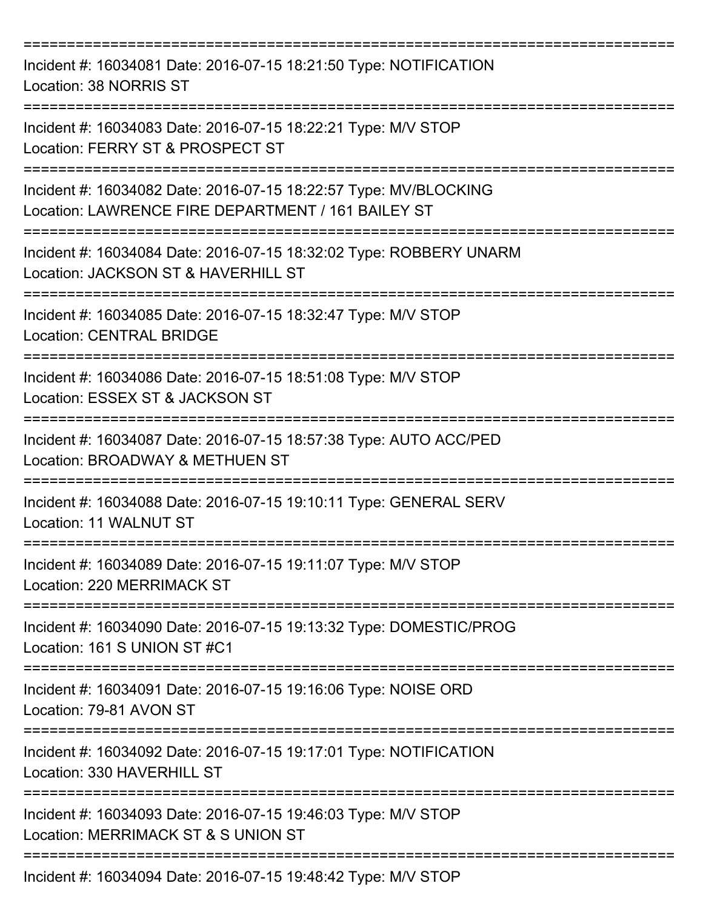===========================================================================

Incident #: 16034081 Date: 2016-07-15 18:21:50 Type: NOTIFICATION
Location: 38 NORRIS ST

===========================================================================

Incident #: 16034083 Date: 2016-07-15 18:22:21 Type: M/V STOP
Location: FERRY ST & PROSPECT ST

===========================================================================

Incident #: 16034082 Date: 2016-07-15 18:22:57 Type: MV/BLOCKING
Location: LAWRENCE FIRE DEPARTMENT / 161 BAILEY ST

===========================================================================

Incident #: 16034084 Date: 2016-07-15 18:32:02 Type: ROBBERY UNARM
Location: JACKSON ST & HAVERHILL ST

===========================================================================

Incident #: 16034085 Date: 2016-07-15 18:32:47 Type: M/V STOP
Location: CENTRAL BRIDGE

===========================================================================

Incident #: 16034086 Date: 2016-07-15 18:51:08 Type: M/V STOP
Location: ESSEX ST & JACKSON ST

===========================================================================

Incident #: 16034087 Date: 2016-07-15 18:57:38 Type: AUTO ACC/PED
Location: BROADWAY & METHUEN ST

===========================================================================

Incident #: 16034088 Date: 2016-07-15 19:10:11 Type: GENERAL SERV
Location: 11 WALNUT ST

===========================================================================

Incident #: 16034089 Date: 2016-07-15 19:11:07 Type: M/V STOP
Location: 220 MERRIMACK ST

===========================================================================

Incident #: 16034090 Date: 2016-07-15 19:13:32 Type: DOMESTIC/PROG
Location: 161 S UNION ST #C1

===========================================================================

Incident #: 16034091 Date: 2016-07-15 19:16:06 Type: NOISE ORD
Location: 79-81 AVON ST

===========================================================================

Incident #: 16034092 Date: 2016-07-15 19:17:01 Type: NOTIFICATION
Location: 330 HAVERHILL ST

===========================================================================

Incident #: 16034093 Date: 2016-07-15 19:46:03 Type: M/V STOP
Location: MERRIMACK ST & S UNION ST

===========================================================================

Incident #: 16034094 Date: 2016-07-15 19:48:42 Type: M/V STOP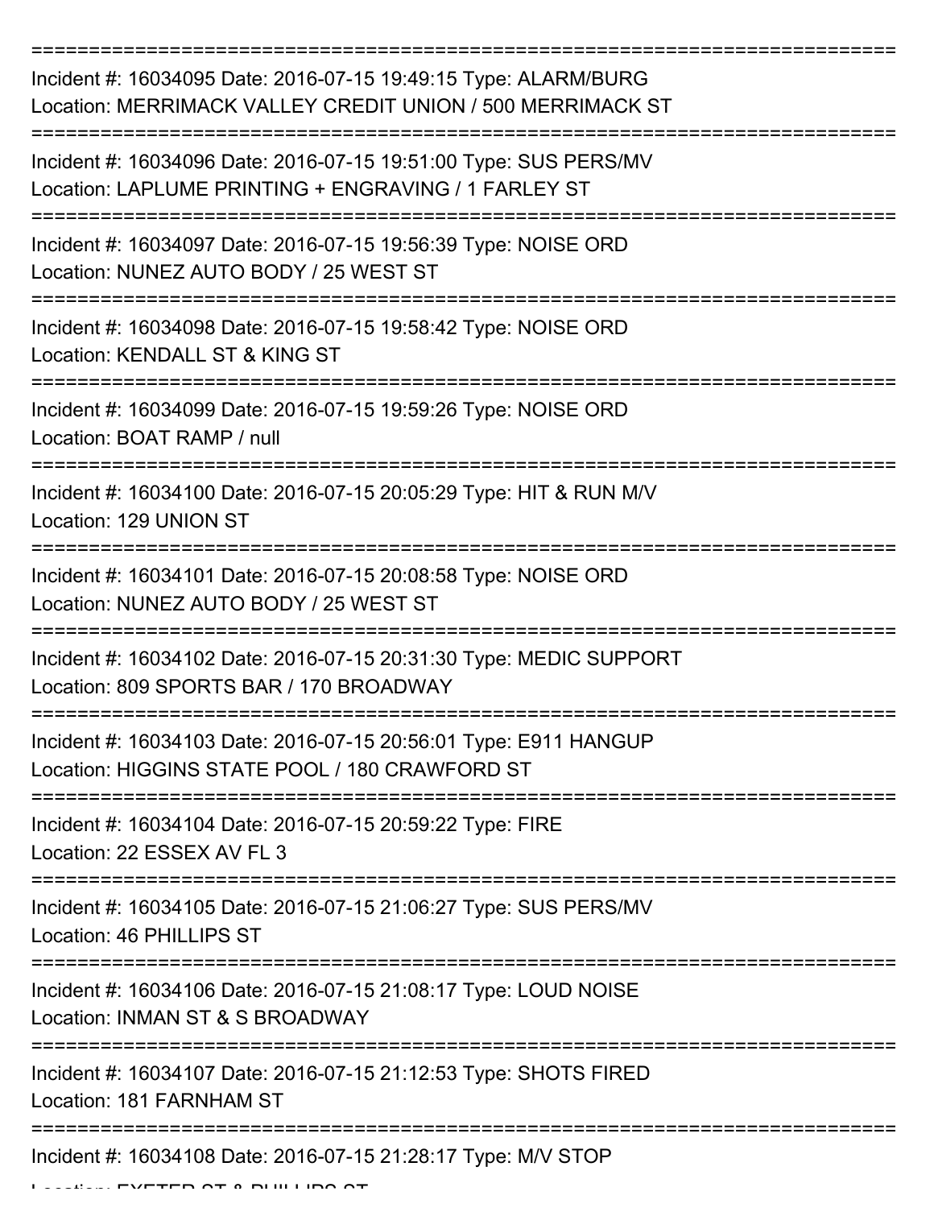===========================================================================

Incident #: 16034095 Date: 2016-07-15 19:49:15 Type: ALARM/BURG
Location: MERRIMACK VALLEY CREDIT UNION / 500 MERRIMACK ST

===========================================================================

Incident #: 16034096 Date: 2016-07-15 19:51:00 Type: SUS PERS/MV
Location: LAPLUME PRINTING + ENGRAVING / 1 FARLEY ST

===========================================================================

Incident #: 16034097 Date: 2016-07-15 19:56:39 Type: NOISE ORD
Location: NUNEZ AUTO BODY / 25 WEST ST

===========================================================================

Incident #: 16034098 Date: 2016-07-15 19:58:42 Type: NOISE ORD
Location: KENDALL ST & KING ST

===========================================================================

Incident #: 16034099 Date: 2016-07-15 19:59:26 Type: NOISE ORD
Location: BOAT RAMP / null

===========================================================================

Incident #: 16034100 Date: 2016-07-15 20:05:29 Type: HIT & RUN M/V
Location: 129 UNION ST

===========================================================================

Incident #: 16034101 Date: 2016-07-15 20:08:58 Type: NOISE ORD
Location: NUNEZ AUTO BODY / 25 WEST ST

===========================================================================

Incident #: 16034102 Date: 2016-07-15 20:31:30 Type: MEDIC SUPPORT
Location: 809 SPORTS BAR / 170 BROADWAY

===========================================================================

Incident #: 16034103 Date: 2016-07-15 20:56:01 Type: E911 HANGUP
Location: HIGGINS STATE POOL / 180 CRAWFORD ST

===========================================================================

Incident #: 16034104 Date: 2016-07-15 20:59:22 Type: FIRE
Location: 22 ESSEX AV FL 3

===========================================================================

Incident #: 16034105 Date: 2016-07-15 21:06:27 Type: SUS PERS/MV
Location: 46 PHILLIPS ST

===========================================================================

Incident #: 16034106 Date: 2016-07-15 21:08:17 Type: LOUD NOISE
Location: INMAN ST & S BROADWAY

===========================================================================

Incident #: 16034107 Date: 2016-07-15 21:12:53 Type: SHOTS FIRED
Location: 181 FARNHAM ST

===========================================================================

Incident #: 16034108 Date: 2016-07-15 21:28:17 Type: M/V STOP
Location: EXETER ST & PHILLIPS ST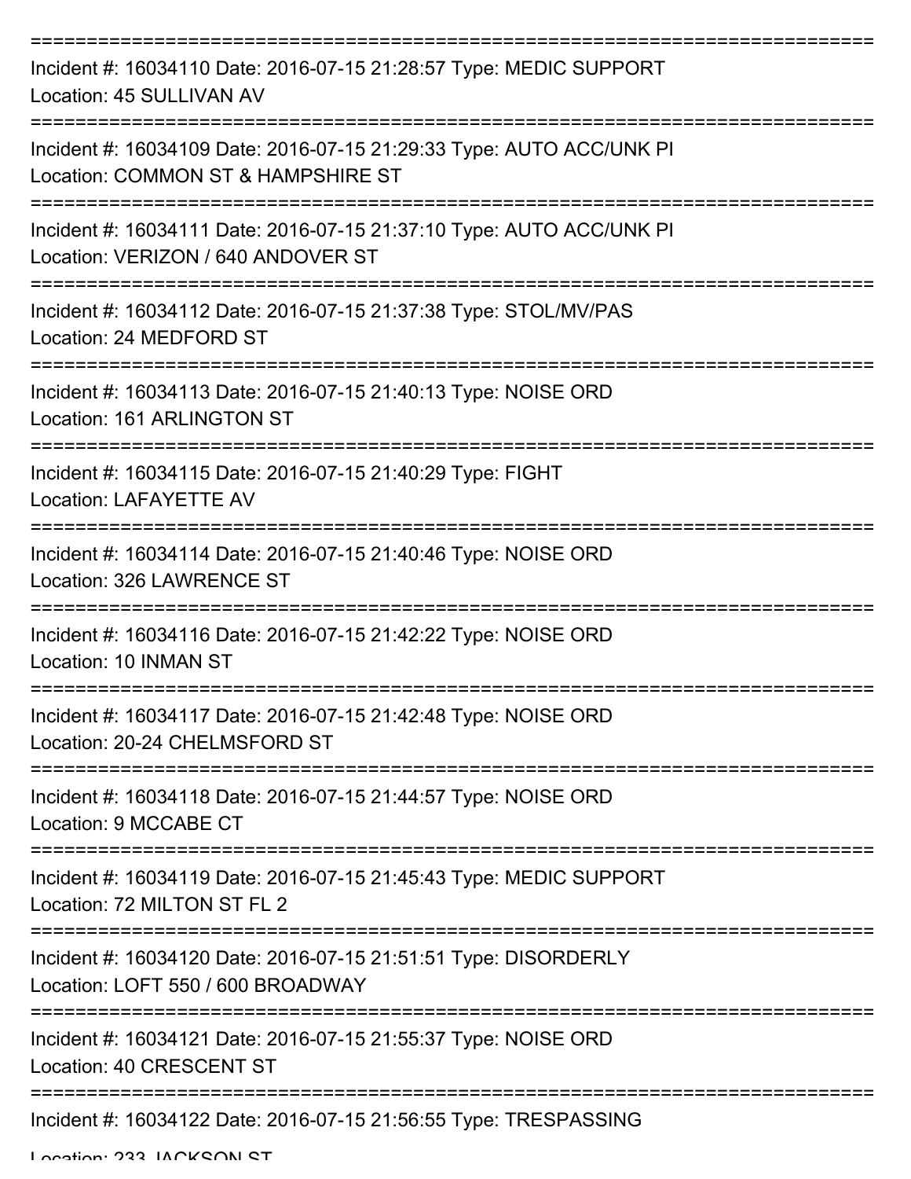===========================================================================

Incident #: 16034110 Date: 2016-07-15 21:28:57 Type: MEDIC SUPPORT
Location: 45 SULLIVAN AV

===========================================================================

Incident #: 16034109 Date: 2016-07-15 21:29:33 Type: AUTO ACC/UNK PI
Location: COMMON ST & HAMPSHIRE ST

===========================================================================

Incident #: 16034111 Date: 2016-07-15 21:37:10 Type: AUTO ACC/UNK PI
Location: VERIZON / 640 ANDOVER ST

===========================================================================

Incident #: 16034112 Date: 2016-07-15 21:37:38 Type: STOL/MV/PAS
Location: 24 MEDFORD ST

===========================================================================

Incident #: 16034113 Date: 2016-07-15 21:40:13 Type: NOISE ORD
Location: 161 ARLINGTON ST

===========================================================================

Incident #: 16034115 Date: 2016-07-15 21:40:29 Type: FIGHT
Location: LAFAYETTE AV

===========================================================================

Incident #: 16034114 Date: 2016-07-15 21:40:46 Type: NOISE ORD
Location: 326 LAWRENCE ST

===========================================================================

Incident #: 16034116 Date: 2016-07-15 21:42:22 Type: NOISE ORD
Location: 10 INMAN ST

===========================================================================

Incident #: 16034117 Date: 2016-07-15 21:42:48 Type: NOISE ORD
Location: 20-24 CHELMSFORD ST

===========================================================================

Incident #: 16034118 Date: 2016-07-15 21:44:57 Type: NOISE ORD
Location: 9 MCCABE CT

===========================================================================

Incident #: 16034119 Date: 2016-07-15 21:45:43 Type: MEDIC SUPPORT
Location: 72 MILTON ST FL 2

===========================================================================

Incident #: 16034120 Date: 2016-07-15 21:51:51 Type: DISORDERLY
Location: LOFT 550 / 600 BROADWAY

===========================================================================

Incident #: 16034121 Date: 2016-07-15 21:55:37 Type: NOISE ORD
Location: 40 CRESCENT ST

===========================================================================

Incident #: 16034122 Date: 2016-07-15 21:56:55 Type: TRESPASSING
Location: 233 JACKSON ST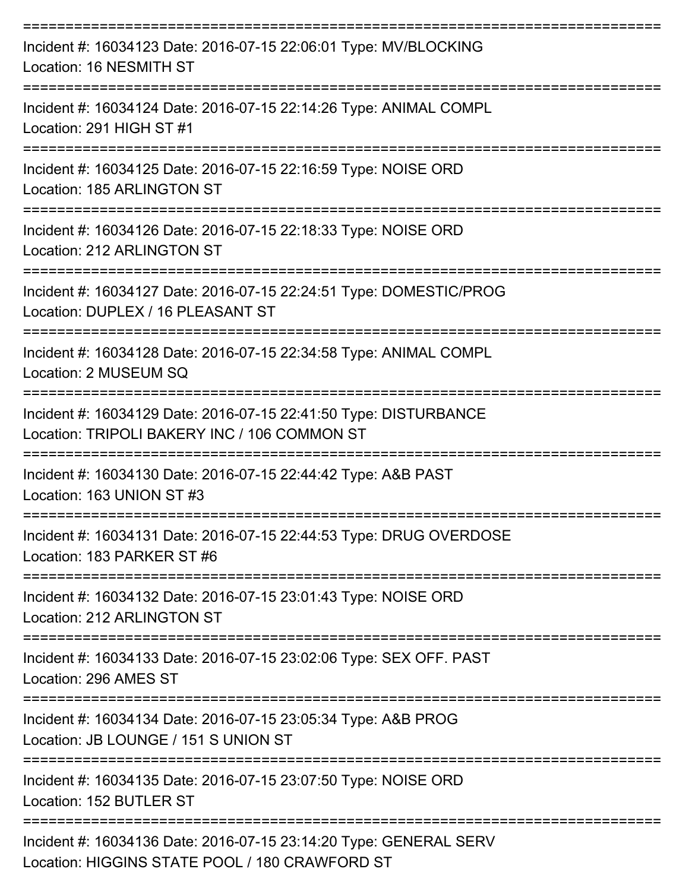Incident #: 16034123 Date: 2016-07-15 22:06:01 Type: MV/BLOCKING
Location: 16 NESMITH ST

Incident #: 16034124 Date: 2016-07-15 22:14:26 Type: ANIMAL COMPL
Location: 291 HIGH ST #1

Incident #: 16034125 Date: 2016-07-15 22:16:59 Type: NOISE ORD
Location: 185 ARLINGTON ST

Incident #: 16034126 Date: 2016-07-15 22:18:33 Type: NOISE ORD
Location: 212 ARLINGTON ST

Incident #: 16034127 Date: 2016-07-15 22:24:51 Type: DOMESTIC/PROG
Location: DUPLEX / 16 PLEASANT ST

Incident #: 16034128 Date: 2016-07-15 22:34:58 Type: ANIMAL COMPL
Location: 2 MUSEUM SQ

Incident #: 16034129 Date: 2016-07-15 22:41:50 Type: DISTURBANCE
Location: TRIPOLI BAKERY INC / 106 COMMON ST

Incident #: 16034130 Date: 2016-07-15 22:44:42 Type: A&B PAST
Location: 163 UNION ST #3

Incident #: 16034131 Date: 2016-07-15 22:44:53 Type: DRUG OVERDOSE
Location: 183 PARKER ST #6

Incident #: 16034132 Date: 2016-07-15 23:01:43 Type: NOISE ORD
Location: 212 ARLINGTON ST

Incident #: 16034133 Date: 2016-07-15 23:02:06 Type: SEX OFF. PAST
Location: 296 AMES ST

Incident #: 16034134 Date: 2016-07-15 23:05:34 Type: A&B PROG
Location: JB LOUNGE / 151 S UNION ST

Incident #: 16034135 Date: 2016-07-15 23:07:50 Type: NOISE ORD
Location: 152 BUTLER ST

Incident #: 16034136 Date: 2016-07-15 23:14:20 Type: GENERAL SERV
Location: HIGGINS STATE POOL / 180 CRAWFORD ST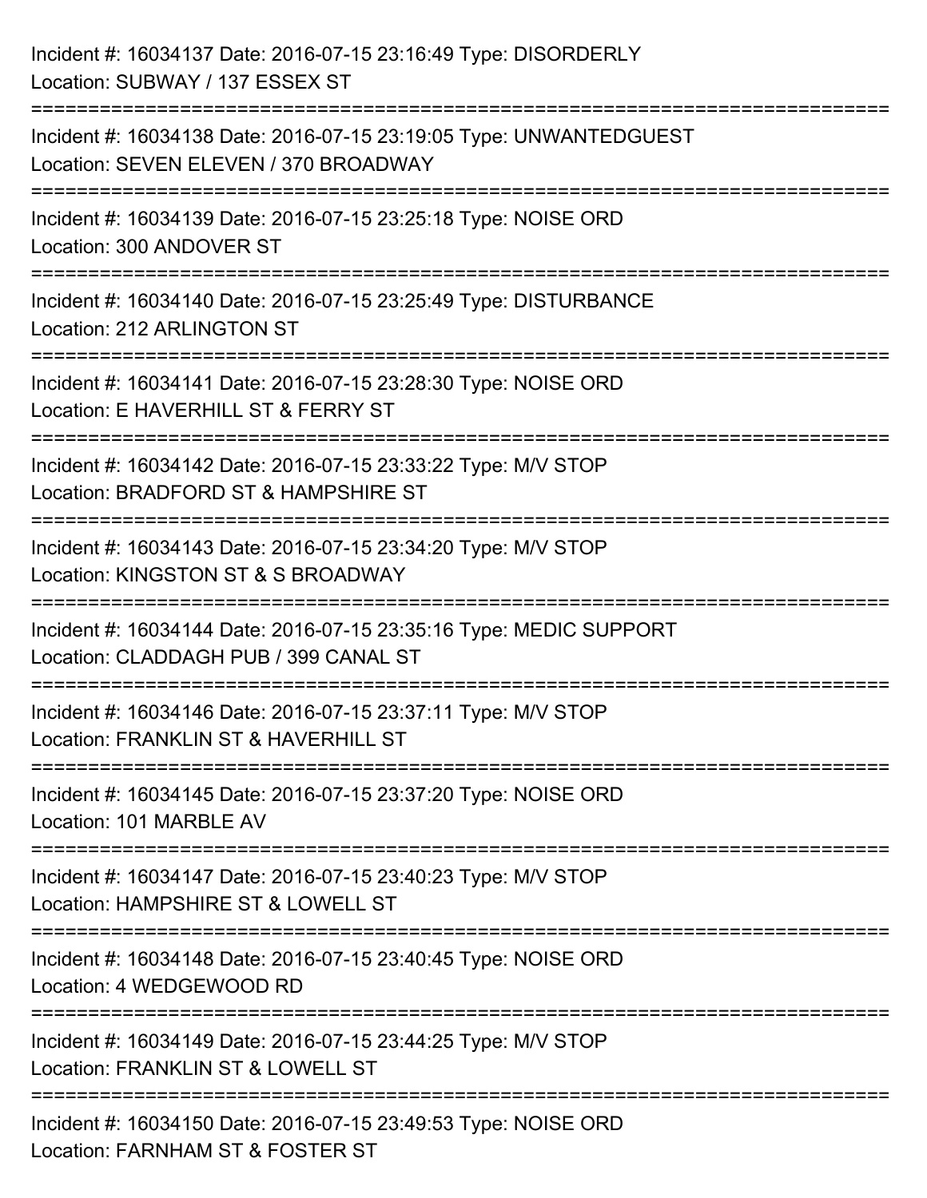Incident #: 16034137 Date: 2016-07-15 23:16:49 Type: DISORDERLY
Location: SUBWAY / 137 ESSEX ST

===========================================================================

Incident #: 16034138 Date: 2016-07-15 23:19:05 Type: UNWANTEDGUEST
Location: SEVEN ELEVEN / 370 BROADWAY

===========================================================================

Incident #: 16034139 Date: 2016-07-15 23:25:18 Type: NOISE ORD
Location: 300 ANDOVER ST

===========================================================================

Incident #: 16034140 Date: 2016-07-15 23:25:49 Type: DISTURBANCE
Location: 212 ARLINGTON ST

===========================================================================

Incident #: 16034141 Date: 2016-07-15 23:28:30 Type: NOISE ORD
Location: E HAVERHILL ST & FERRY ST

===========================================================================

Incident #: 16034142 Date: 2016-07-15 23:33:22 Type: M/V STOP
Location: BRADFORD ST & HAMPSHIRE ST

===========================================================================

Incident #: 16034143 Date: 2016-07-15 23:34:20 Type: M/V STOP
Location: KINGSTON ST & S BROADWAY

===========================================================================

Incident #: 16034144 Date: 2016-07-15 23:35:16 Type: MEDIC SUPPORT
Location: CLADDAGH PUB / 399 CANAL ST

===========================================================================

Incident #: 16034146 Date: 2016-07-15 23:37:11 Type: M/V STOP
Location: FRANKLIN ST & HAVERHILL ST

===========================================================================

Incident #: 16034145 Date: 2016-07-15 23:37:20 Type: NOISE ORD
Location: 101 MARBLE AV

===========================================================================

Incident #: 16034147 Date: 2016-07-15 23:40:23 Type: M/V STOP
Location: HAMPSHIRE ST & LOWELL ST

===========================================================================

Incident #: 16034148 Date: 2016-07-15 23:40:45 Type: NOISE ORD
Location: 4 WEDGEWOOD RD

===========================================================================

Incident #: 16034149 Date: 2016-07-15 23:44:25 Type: M/V STOP
Location: FRANKLIN ST & LOWELL ST

===========================================================================

Incident #: 16034150 Date: 2016-07-15 23:49:53 Type: NOISE ORD
Location: FARNHAM ST & FOSTER ST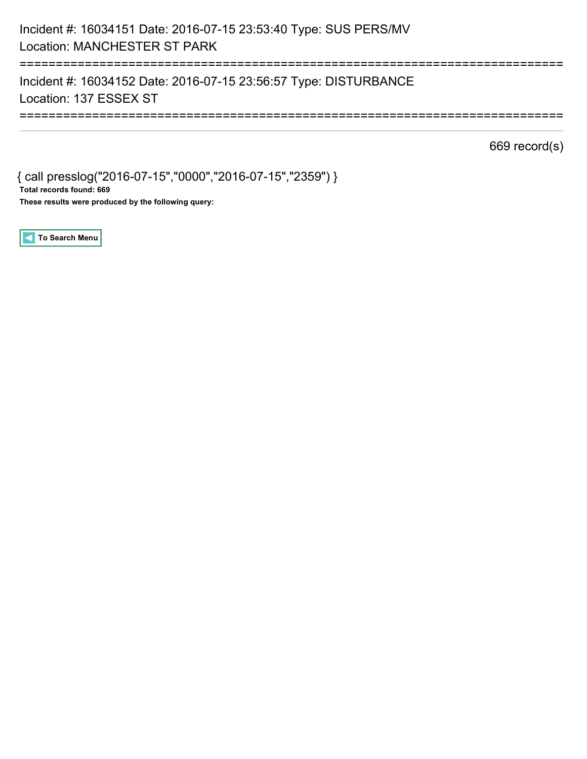Incident #: 16034151 Date: 2016-07-15 23:53:40 Type: SUS PERS/MV
Location: MANCHESTER ST PARK

===========================================================================

Incident #: 16034152 Date: 2016-07-15 23:56:57 Type: DISTURBANCE
Location: 137 ESSEX ST

===========================================================================

669 record(s)

{ call presslog("2016-07-15","0000","2016-07-15","2359") }

**Total records found: 669**

**These results were produced by the following query:**

**To Search Menu**